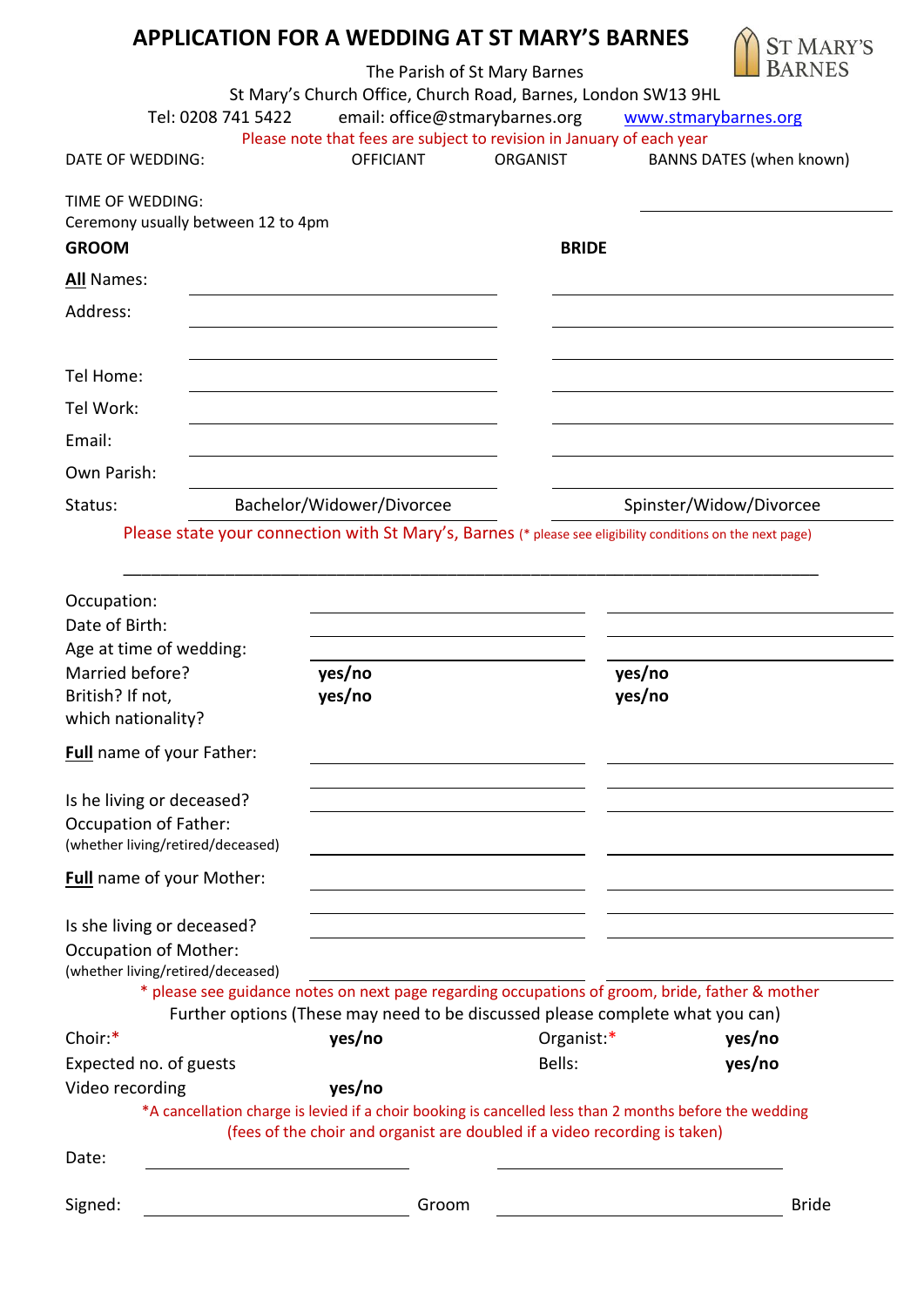# APPLICATION FOR A WEDDING AT ST MARY'S BARNES

ST MARY'S BARNES

The Parish of St Mary Barnes
St Mary's Church Office, Church Road, Barnes, London SW13 9HL
Tel: 0208 741 5422    email: office@stmarybarnes.org    www.stmarybarnes.org

Please note that fees are subject to revision in January of each year

DATE OF WEDDING:    OFFICIANT    ORGANIST    BANNS DATES (when known)

TIME OF WEDDING:
Ceremony usually between 12 to 4pm

| | **GROOM** | **BRIDE** |
|---|---|---|
| **All** Names: | | |
| Address: | | |
| | | |
| Tel Home: | | |
| Tel Work: | | |
| Email: | | |
| Own Parish: | | |
| Status: | Bachelor/Widower/Divorcee | Spinster/Widow/Divorcee |

Please state your connection with St Mary's, Barnes (* please see eligibility conditions on the next page)

______________________________________________________________________

| | | |
|---|---|---|
| Occupation: | | |
| Date of Birth: | | |
| Age at time of wedding: | | |
| Married before? | **yes/no** | **yes/no** |
| British? If not, which nationality? | **yes/no** | **yes/no** |
| **Full** name of your Father: | | |
| Is he living or deceased? | | |
| Occupation of Father: (whether living/retired/deceased) | | |
| **Full** name of your Mother: | | |
| Is she living or deceased? | | |
| Occupation of Mother: (whether living/retired/deceased) | | |

\* please see guidance notes on next page regarding occupations of groom, bride, father & mother

Further options (These may need to be discussed please complete what you can)

| | | | |
|---|---|---|---|
| Choir:* | **yes/no** | Organist:* | **yes/no** |
| Expected no. of guests | | Bells: | **yes/no** |
| Video recording | **yes/no** | | |

\*A cancellation charge is levied if a choir booking is cancelled less than 2 months before the wedding
(fees of the choir and organist are doubled if a video recording is taken)

Date: ____________________    ____________________

Signed: ____________________ Groom    ____________________ Bride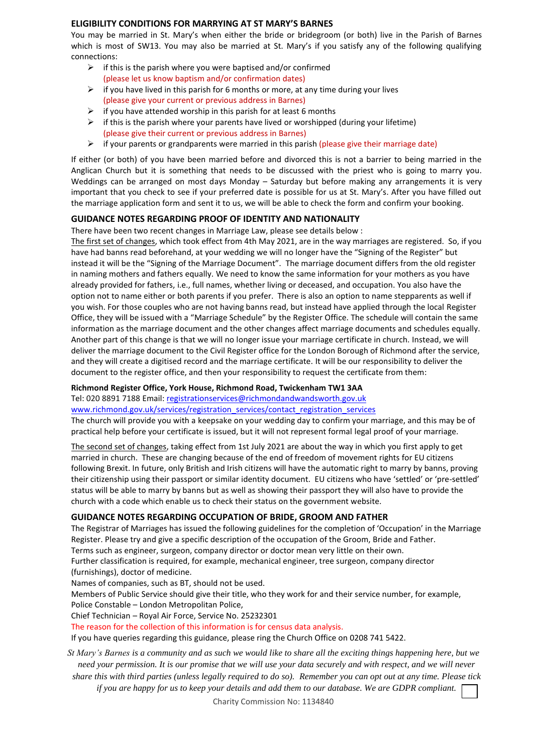## ELIGIBILITY CONDITIONS FOR MARRYING AT ST MARY'S BARNES

You may be married in St. Mary's when either the bride or bridegroom (or both) live in the Parish of Barnes which is most of SW13. You may also be married at St. Mary's if you satisfy any of the following qualifying connections:

- if this is the parish where you were baptised and/or confirmed
  (please let us know baptism and/or confirmation dates)
- if you have lived in this parish for 6 months or more, at any time during your lives
  (please give your current or previous address in Barnes)
- if you have attended worship in this parish for at least 6 months
- if this is the parish where your parents have lived or worshipped (during your lifetime)
  (please give their current or previous address in Barnes)
- if your parents or grandparents were married in this parish (please give their marriage date)

If either (or both) of you have been married before and divorced this is not a barrier to being married in the Anglican Church but it is something that needs to be discussed with the priest who is going to marry you. Weddings can be arranged on most days Monday – Saturday but before making any arrangements it is very important that you check to see if your preferred date is possible for us at St. Mary's. After you have filled out the marriage application form and sent it to us, we will be able to check the form and confirm your booking.

## GUIDANCE NOTES REGARDING PROOF OF IDENTITY AND NATIONALITY

There have been two recent changes in Marriage Law, please see details below :

The first set of changes, which took effect from 4th May 2021, are in the way marriages are registered. So, if you have had banns read beforehand, at your wedding we will no longer have the "Signing of the Register" but instead it will be the "Signing of the Marriage Document". The marriage document differs from the old register in naming mothers and fathers equally. We need to know the same information for your mothers as you have already provided for fathers, i.e., full names, whether living or deceased, and occupation. You also have the option not to name either or both parents if you prefer. There is also an option to name stepparents as well if you wish. For those couples who are not having banns read, but instead have applied through the local Register Office, they will be issued with a "Marriage Schedule" by the Register Office. The schedule will contain the same information as the marriage document and the other changes affect marriage documents and schedules equally. Another part of this change is that we will no longer issue your marriage certificate in church. Instead, we will deliver the marriage document to the Civil Register office for the London Borough of Richmond after the service, and they will create a digitised record and the marriage certificate. It will be our responsibility to deliver the document to the register office, and then your responsibility to request the certificate from them:

**Richmond Register Office, York House, Richmond Road, Twickenham TW1 3AA**
Tel: 020 8891 7188 Email: registrationservices@richmondandwandsworth.gov.uk
www.richmond.gov.uk/services/registration_services/contact_registration_services

The church will provide you with a keepsake on your wedding day to confirm your marriage, and this may be of practical help before your certificate is issued, but it will not represent formal legal proof of your marriage.

The second set of changes, taking effect from 1st July 2021 are about the way in which you first apply to get married in church. These are changing because of the end of freedom of movement rights for EU citizens following Brexit. In future, only British and Irish citizens will have the automatic right to marry by banns, proving their citizenship using their passport or similar identity document. EU citizens who have 'settled' or 'pre-settled' status will be able to marry by banns but as well as showing their passport they will also have to provide the church with a code which enable us to check their status on the government website.

## GUIDANCE NOTES REGARDING OCCUPATION OF BRIDE, GROOM AND FATHER

The Registrar of Marriages has issued the following guidelines for the completion of 'Occupation' in the Marriage Register. Please try and give a specific description of the occupation of the Groom, Bride and Father.
Terms such as engineer, surgeon, company director or doctor mean very little on their own.
Further classification is required, for example, mechanical engineer, tree surgeon, company director (furnishings), doctor of medicine.
Names of companies, such as BT, should not be used.
Members of Public Service should give their title, who they work for and their service number, for example,
Police Constable – London Metropolitan Police,
Chief Technician – Royal Air Force, Service No. 25232301
The reason for the collection of this information is for census data analysis.
If you have queries regarding this guidance, please ring the Church Office on 0208 741 5422.

*St Mary's Barnes is a community and as such we would like to share all the exciting things happening here, but we need your permission. It is our promise that we will use your data securely and with respect, and we will never share this with third parties (unless legally required to do so). Remember you can opt out at any time. Please tick if you are happy for us to keep your details and add them to our database. We are GDPR compliant.* ☐

Charity Commission No: 1134840